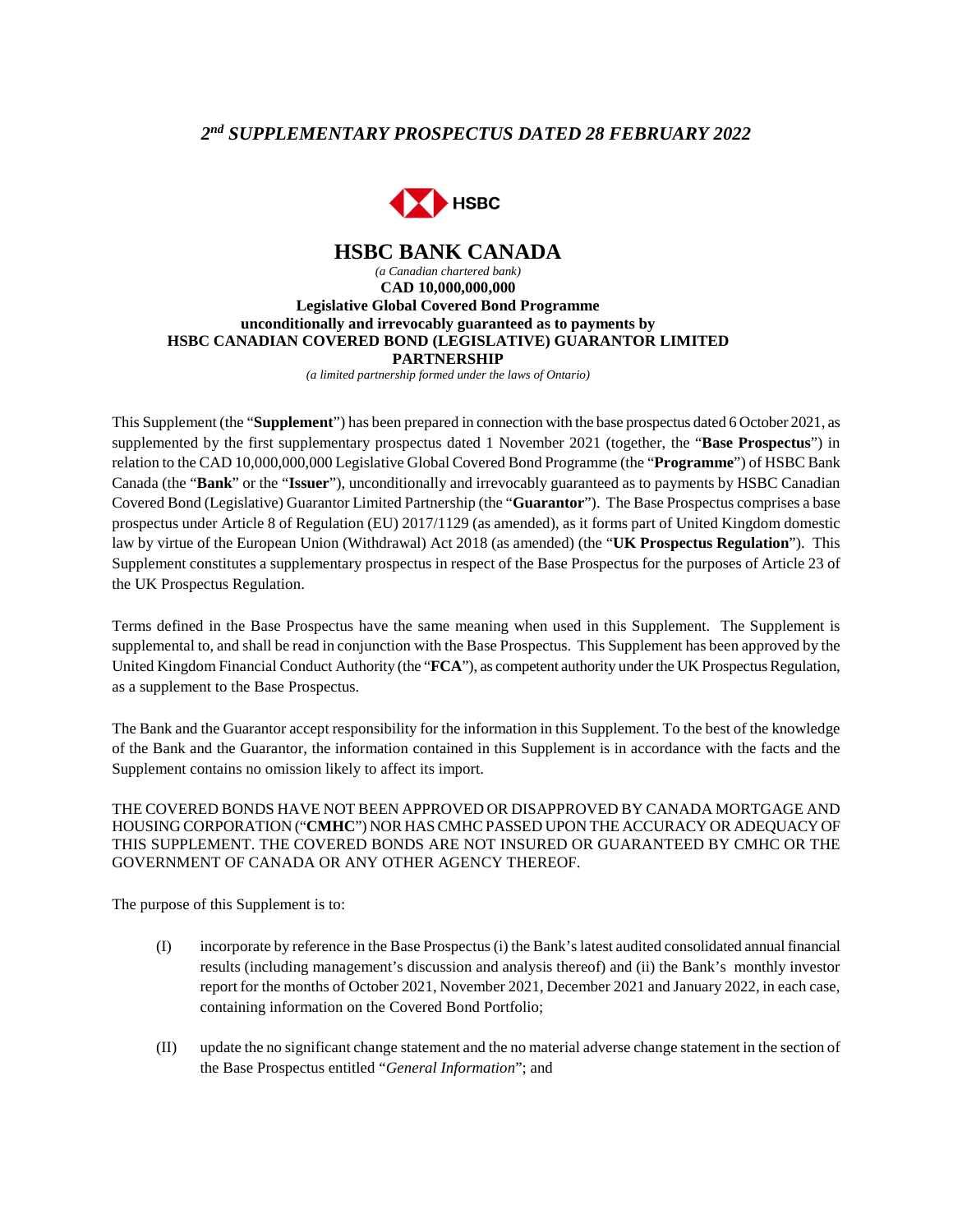*2nd SUPPLEMENTARY PROSPECTUS DATED 28 FEBRUARY 2022*

HSBC

# HSBC BANK CANADA

*(a Canadian chartered bank)*

**CAD 10,000,000,000**
**Legislative Global Covered Bond Programme**
**unconditionally and irrevocably guaranteed as to payments by**
**HSBC CANADIAN COVERED BOND (LEGISLATIVE) GUARANTOR LIMITED PARTNERSHIP**

*(a limited partnership formed under the laws of Ontario)*

This Supplement (the "**Supplement**") has been prepared in connection with the base prospectus dated 6 October 2021, as supplemented by the first supplementary prospectus dated 1 November 2021 (together, the "**Base Prospectus**") in relation to the CAD 10,000,000,000 Legislative Global Covered Bond Programme (the "**Programme**") of HSBC Bank Canada (the "**Bank**" or the "**Issuer**"), unconditionally and irrevocably guaranteed as to payments by HSBC Canadian Covered Bond (Legislative) Guarantor Limited Partnership (the "**Guarantor**"). The Base Prospectus comprises a base prospectus under Article 8 of Regulation (EU) 2017/1129 (as amended), as it forms part of United Kingdom domestic law by virtue of the European Union (Withdrawal) Act 2018 (as amended) (the "**UK Prospectus Regulation**"). This Supplement constitutes a supplementary prospectus in respect of the Base Prospectus for the purposes of Article 23 of the UK Prospectus Regulation.

Terms defined in the Base Prospectus have the same meaning when used in this Supplement. The Supplement is supplemental to, and shall be read in conjunction with the Base Prospectus. This Supplement has been approved by the United Kingdom Financial Conduct Authority (the "**FCA**"), as competent authority under the UK Prospectus Regulation, as a supplement to the Base Prospectus.

The Bank and the Guarantor accept responsibility for the information in this Supplement. To the best of the knowledge of the Bank and the Guarantor, the information contained in this Supplement is in accordance with the facts and the Supplement contains no omission likely to affect its import.

THE COVERED BONDS HAVE NOT BEEN APPROVED OR DISAPPROVED BY CANADA MORTGAGE AND HOUSING CORPORATION ("**CMHC**") NOR HAS CMHC PASSED UPON THE ACCURACY OR ADEQUACY OF THIS SUPPLEMENT. THE COVERED BONDS ARE NOT INSURED OR GUARANTEED BY CMHC OR THE GOVERNMENT OF CANADA OR ANY OTHER AGENCY THEREOF.

The purpose of this Supplement is to:

(I) incorporate by reference in the Base Prospectus (i) the Bank's latest audited consolidated annual financial results (including management's discussion and analysis thereof) and (ii) the Bank's monthly investor report for the months of October 2021, November 2021, December 2021 and January 2022, in each case, containing information on the Covered Bond Portfolio;

(II) update the no significant change statement and the no material adverse change statement in the section of the Base Prospectus entitled "*General Information*"; and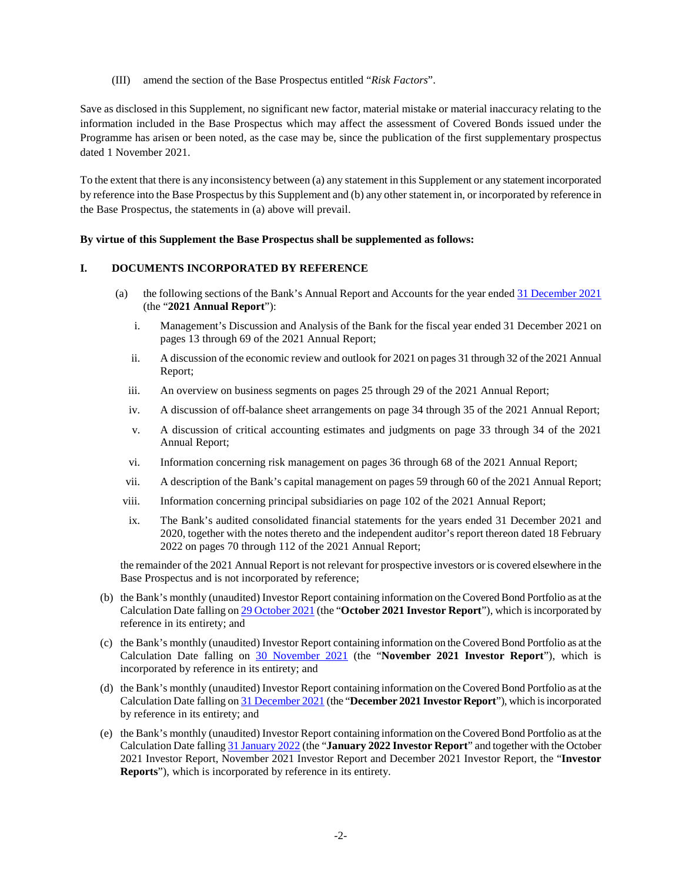(III) amend the section of the Base Prospectus entitled "*Risk Factors*".

Save as disclosed in this Supplement, no significant new factor, material mistake or material inaccuracy relating to the information included in the Base Prospectus which may affect the assessment of Covered Bonds issued under the Programme has arisen or been noted, as the case may be, since the publication of the first supplementary prospectus dated 1 November 2021.

To the extent that there is any inconsistency between (a) any statement in this Supplement or any statement incorporated by reference into the Base Prospectus by this Supplement and (b) any other statement in, or incorporated by reference in the Base Prospectus, the statements in (a) above will prevail.

**By virtue of this Supplement the Base Prospectus shall be supplemented as follows:**

## I. DOCUMENTS INCORPORATED BY REFERENCE

(a) the following sections of the Bank's Annual Report and Accounts for the year ended 31 December 2021 (the "**2021 Annual Report**"):

   i. Management's Discussion and Analysis of the Bank for the fiscal year ended 31 December 2021 on pages 13 through 69 of the 2021 Annual Report;

   ii. A discussion of the economic review and outlook for 2021 on pages 31 through 32 of the 2021 Annual Report;

   iii. An overview on business segments on pages 25 through 29 of the 2021 Annual Report;

   iv. A discussion of off-balance sheet arrangements on page 34 through 35 of the 2021 Annual Report;

   v. A discussion of critical accounting estimates and judgments on page 33 through 34 of the 2021 Annual Report;

   vi. Information concerning risk management on pages 36 through 68 of the 2021 Annual Report;

   vii. A description of the Bank's capital management on pages 59 through 60 of the 2021 Annual Report;

   viii. Information concerning principal subsidiaries on page 102 of the 2021 Annual Report;

   ix. The Bank's audited consolidated financial statements for the years ended 31 December 2021 and 2020, together with the notes thereto and the independent auditor's report thereon dated 18 February 2022 on pages 70 through 112 of the 2021 Annual Report;

   the remainder of the 2021 Annual Report is not relevant for prospective investors or is covered elsewhere in the Base Prospectus and is not incorporated by reference;

(b) the Bank's monthly (unaudited) Investor Report containing information on the Covered Bond Portfolio as at the Calculation Date falling on 29 October 2021 (the "**October 2021 Investor Report**"), which is incorporated by reference in its entirety; and

(c) the Bank's monthly (unaudited) Investor Report containing information on the Covered Bond Portfolio as at the Calculation Date falling on 30 November 2021 (the "**November 2021 Investor Report**"), which is incorporated by reference in its entirety; and

(d) the Bank's monthly (unaudited) Investor Report containing information on the Covered Bond Portfolio as at the Calculation Date falling on 31 December 2021 (the "**December 2021 Investor Report**"), which is incorporated by reference in its entirety; and

(e) the Bank's monthly (unaudited) Investor Report containing information on the Covered Bond Portfolio as at the Calculation Date falling 31 January 2022 (the "**January 2022 Investor Report**" and together with the October 2021 Investor Report, November 2021 Investor Report and December 2021 Investor Report, the "**Investor Reports**"), which is incorporated by reference in its entirety.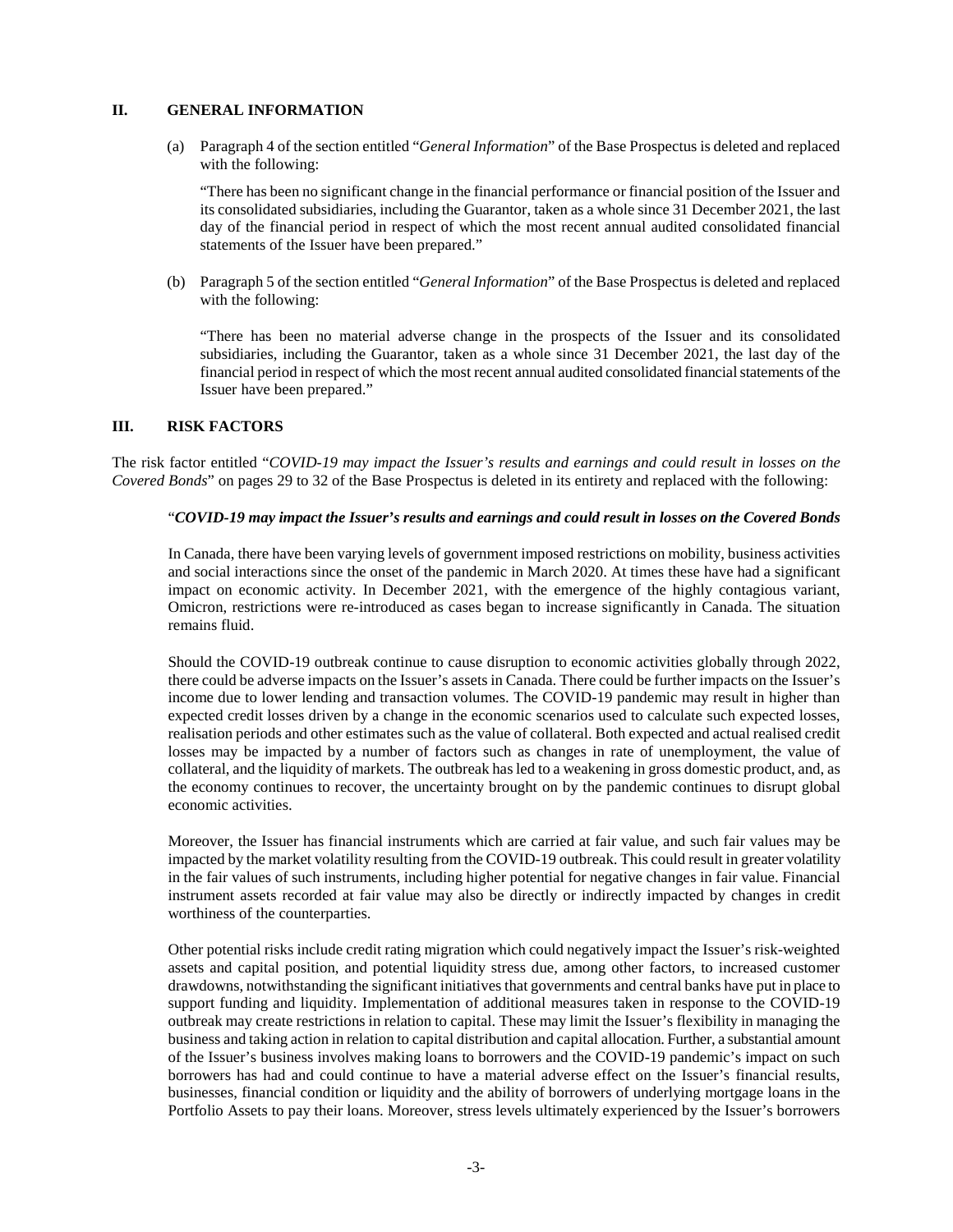## II. GENERAL INFORMATION

(a) Paragraph 4 of the section entitled "*General Information*" of the Base Prospectus is deleted and replaced with the following:

"There has been no significant change in the financial performance or financial position of the Issuer and its consolidated subsidiaries, including the Guarantor, taken as a whole since 31 December 2021, the last day of the financial period in respect of which the most recent annual audited consolidated financial statements of the Issuer have been prepared."

(b) Paragraph 5 of the section entitled "*General Information*" of the Base Prospectus is deleted and replaced with the following:

"There has been no material adverse change in the prospects of the Issuer and its consolidated subsidiaries, including the Guarantor, taken as a whole since 31 December 2021, the last day of the financial period in respect of which the most recent annual audited consolidated financial statements of the Issuer have been prepared."

## III. RISK FACTORS

The risk factor entitled "*COVID-19 may impact the Issuer's results and earnings and could result in losses on the Covered Bonds*" on pages 29 to 32 of the Base Prospectus is deleted in its entirety and replaced with the following:

"***COVID-19 may impact the Issuer's results and earnings and could result in losses on the Covered Bonds***

In Canada, there have been varying levels of government imposed restrictions on mobility, business activities and social interactions since the onset of the pandemic in March 2020. At times these have had a significant impact on economic activity. In December 2021, with the emergence of the highly contagious variant, Omicron, restrictions were re-introduced as cases began to increase significantly in Canada. The situation remains fluid.

Should the COVID-19 outbreak continue to cause disruption to economic activities globally through 2022, there could be adverse impacts on the Issuer's assets in Canada. There could be further impacts on the Issuer's income due to lower lending and transaction volumes. The COVID-19 pandemic may result in higher than expected credit losses driven by a change in the economic scenarios used to calculate such expected losses, realisation periods and other estimates such as the value of collateral. Both expected and actual realised credit losses may be impacted by a number of factors such as changes in rate of unemployment, the value of collateral, and the liquidity of markets. The outbreak has led to a weakening in gross domestic product, and, as the economy continues to recover, the uncertainty brought on by the pandemic continues to disrupt global economic activities.

Moreover, the Issuer has financial instruments which are carried at fair value, and such fair values may be impacted by the market volatility resulting from the COVID-19 outbreak. This could result in greater volatility in the fair values of such instruments, including higher potential for negative changes in fair value. Financial instrument assets recorded at fair value may also be directly or indirectly impacted by changes in credit worthiness of the counterparties.

Other potential risks include credit rating migration which could negatively impact the Issuer's risk-weighted assets and capital position, and potential liquidity stress due, among other factors, to increased customer drawdowns, notwithstanding the significant initiatives that governments and central banks have put in place to support funding and liquidity. Implementation of additional measures taken in response to the COVID-19 outbreak may create restrictions in relation to capital. These may limit the Issuer's flexibility in managing the business and taking action in relation to capital distribution and capital allocation. Further, a substantial amount of the Issuer's business involves making loans to borrowers and the COVID-19 pandemic's impact on such borrowers has had and could continue to have a material adverse effect on the Issuer's financial results, businesses, financial condition or liquidity and the ability of borrowers of underlying mortgage loans in the Portfolio Assets to pay their loans. Moreover, stress levels ultimately experienced by the Issuer's borrowers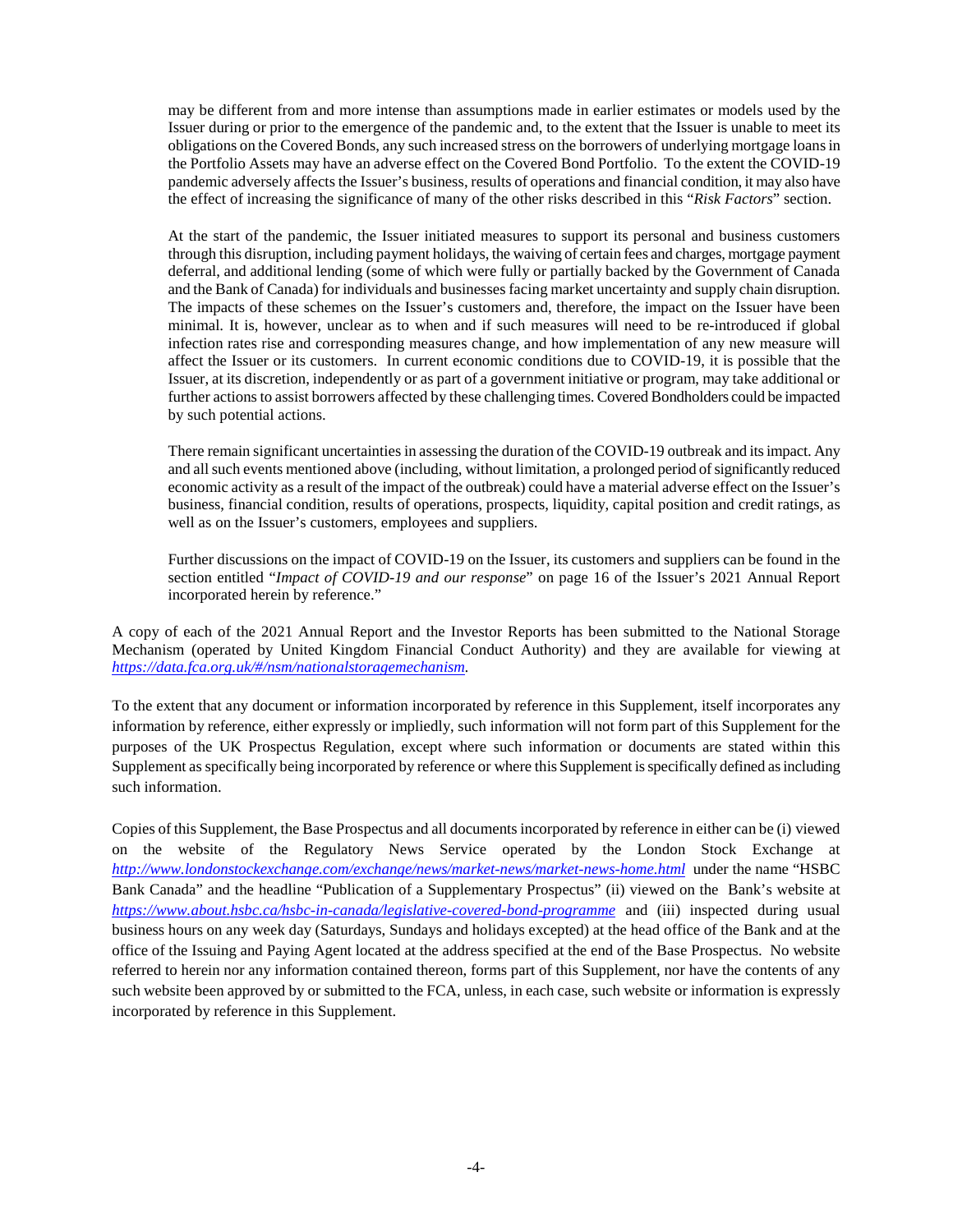may be different from and more intense than assumptions made in earlier estimates or models used by the Issuer during or prior to the emergence of the pandemic and, to the extent that the Issuer is unable to meet its obligations on the Covered Bonds, any such increased stress on the borrowers of underlying mortgage loans in the Portfolio Assets may have an adverse effect on the Covered Bond Portfolio. To the extent the COVID-19 pandemic adversely affects the Issuer's business, results of operations and financial condition, it may also have the effect of increasing the significance of many of the other risks described in this "*Risk Factors*" section.

At the start of the pandemic, the Issuer initiated measures to support its personal and business customers through this disruption, including payment holidays, the waiving of certain fees and charges, mortgage payment deferral, and additional lending (some of which were fully or partially backed by the Government of Canada and the Bank of Canada) for individuals and businesses facing market uncertainty and supply chain disruption. The impacts of these schemes on the Issuer's customers and, therefore, the impact on the Issuer have been minimal. It is, however, unclear as to when and if such measures will need to be re-introduced if global infection rates rise and corresponding measures change, and how implementation of any new measure will affect the Issuer or its customers. In current economic conditions due to COVID-19, it is possible that the Issuer, at its discretion, independently or as part of a government initiative or program, may take additional or further actions to assist borrowers affected by these challenging times. Covered Bondholders could be impacted by such potential actions.

There remain significant uncertainties in assessing the duration of the COVID-19 outbreak and its impact. Any and all such events mentioned above (including, without limitation, a prolonged period of significantly reduced economic activity as a result of the impact of the outbreak) could have a material adverse effect on the Issuer's business, financial condition, results of operations, prospects, liquidity, capital position and credit ratings, as well as on the Issuer's customers, employees and suppliers.

Further discussions on the impact of COVID-19 on the Issuer, its customers and suppliers can be found in the section entitled "*Impact of COVID-19 and our response*" on page 16 of the Issuer's 2021 Annual Report incorporated herein by reference."

A copy of each of the 2021 Annual Report and the Investor Reports has been submitted to the National Storage Mechanism (operated by United Kingdom Financial Conduct Authority) and they are available for viewing at *https://data.fca.org.uk/#/nsm/nationalstoragemechanism*.

To the extent that any document or information incorporated by reference in this Supplement, itself incorporates any information by reference, either expressly or impliedly, such information will not form part of this Supplement for the purposes of the UK Prospectus Regulation, except where such information or documents are stated within this Supplement as specifically being incorporated by reference or where this Supplement is specifically defined as including such information.

Copies of this Supplement, the Base Prospectus and all documents incorporated by reference in either can be (i) viewed on the website of the Regulatory News Service operated by the London Stock Exchange at *http://www.londonstockexchange.com/exchange/news/market-news/market-news-home.html* under the name "HSBC Bank Canada" and the headline "Publication of a Supplementary Prospectus" (ii) viewed on the Bank's website at *https://www.about.hsbc.ca/hsbc-in-canada/legislative-covered-bond-programme* and (iii) inspected during usual business hours on any week day (Saturdays, Sundays and holidays excepted) at the head office of the Bank and at the office of the Issuing and Paying Agent located at the address specified at the end of the Base Prospectus. No website referred to herein nor any information contained thereon, forms part of this Supplement, nor have the contents of any such website been approved by or submitted to the FCA, unless, in each case, such website or information is expressly incorporated by reference in this Supplement.